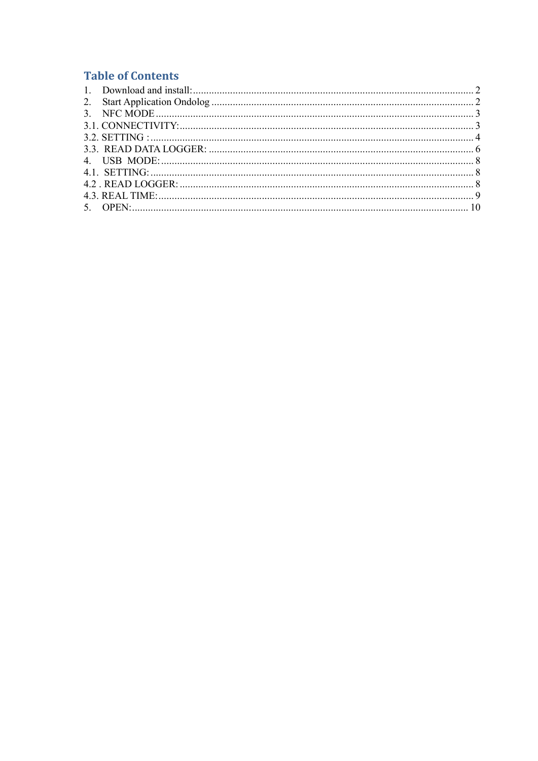# Table of Contents

1. Download and install: ........................................................................................................ 2
2. Start Application Ondolog ................................................................................................ 2
3. NFC MODE ...................................................................................................................... 3

3.1. CONNECTIVITY: ............................................................................................................ 3
3.2. SETTING : ...................................................................................................................... 4
3.3. READ DATA LOGGER: .................................................................................................. 6

4. USB MODE: ..................................................................................................................... 8

4.1. SETTING: ....................................................................................................................... 8
4.2 . READ LOGGER: ............................................................................................................ 8
4.3. REAL TIME: ................................................................................................................... 9

5. OPEN: ............................................................................................................................. 10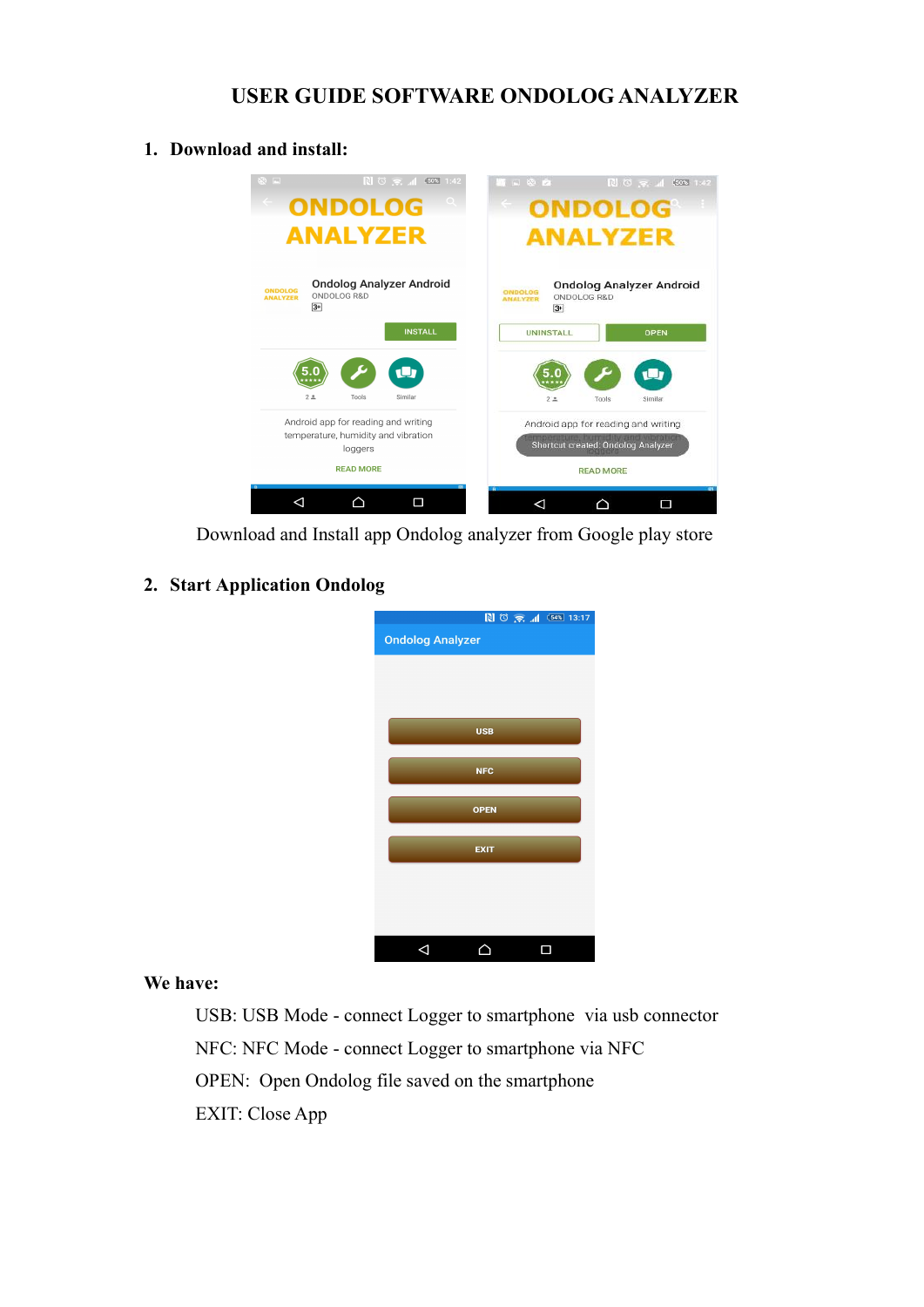# USER GUIDE SOFTWARE ONDOLOG ANALYZER

## 1. Download and install:

Download and Install app Ondolog analyzer from Google play store

## 2. Start Application Ondolog

**We have:**

USB: USB Mode - connect Logger to smartphone via usb connector

NFC: NFC Mode - connect Logger to smartphone via NFC

OPEN: Open Ondolog file saved on the smartphone

EXIT: Close App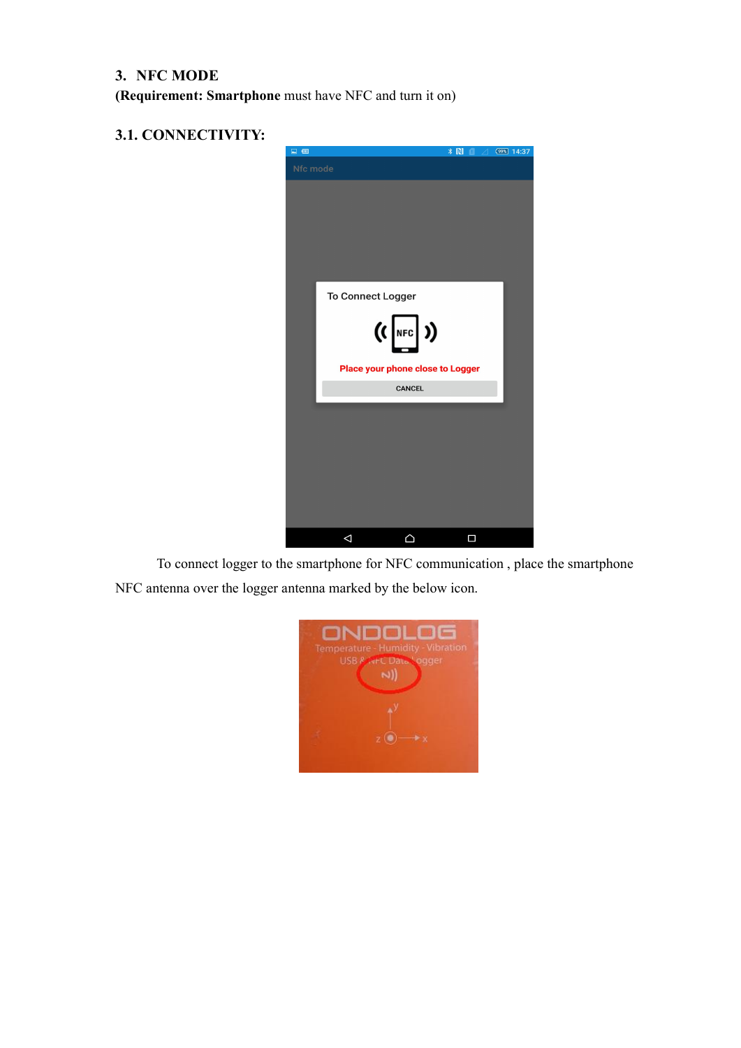## 3. NFC MODE

**(Requirement: Smartphone** must have NFC and turn it on)

### 3.1. CONNECTIVITY:

To connect logger to the smartphone for NFC communication , place the smartphone NFC antenna over the logger antenna marked by the below icon.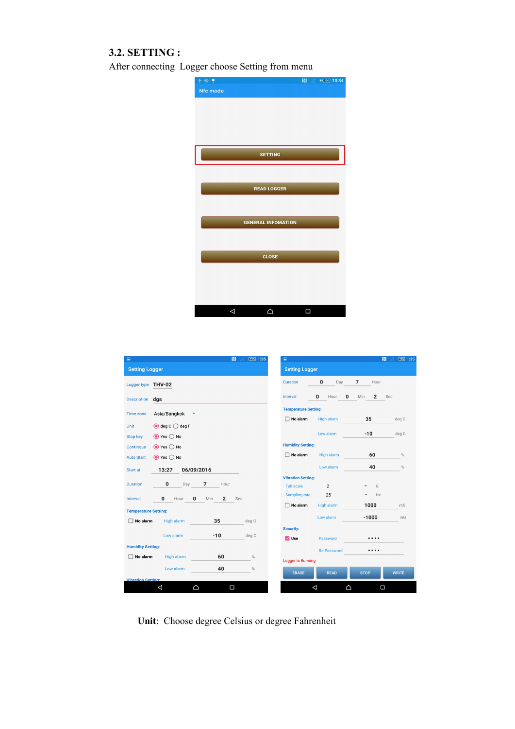## 3.2. SETTING :

After connecting Logger choose Setting from menu

**Unit**: Choose degree Celsius or degree Fahrenheit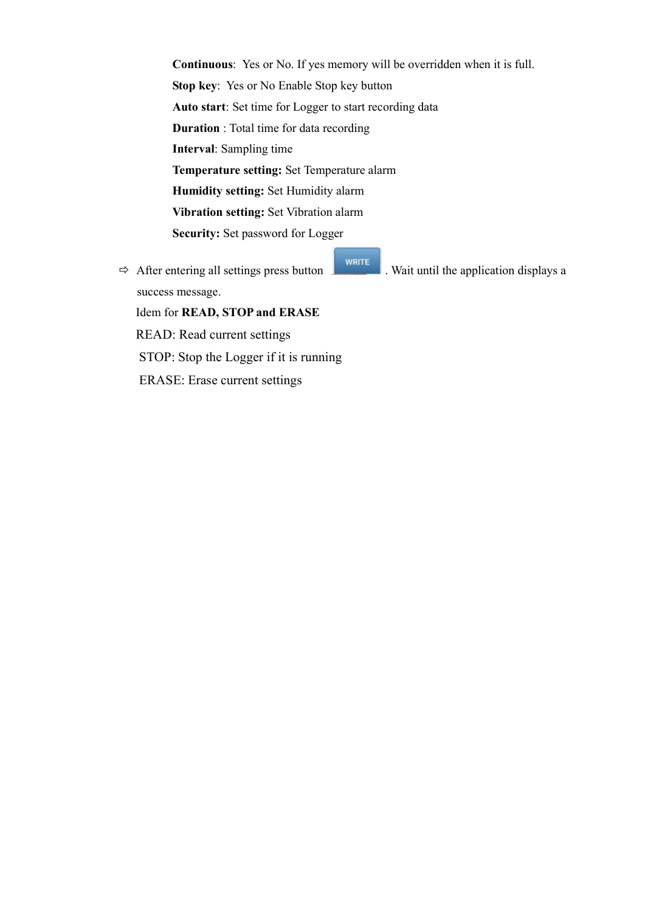**Continuous**: Yes or No. If yes memory will be overridden when it is full.

**Stop key**: Yes or No Enable Stop key button

**Auto start**: Set time for Logger to start recording data

**Duration** : Total time for data recording

**Interval**: Sampling time

**Temperature setting:** Set Temperature alarm

**Humidity setting:** Set Humidity alarm

**Vibration setting:** Set Vibration alarm

**Security:** Set password for Logger

- After entering all settings press button WRITE. Wait until the application displays a success message.

  Idem for **READ, STOP and ERASE**

  READ: Read current settings

  STOP: Stop the Logger if it is running

  ERASE: Erase current settings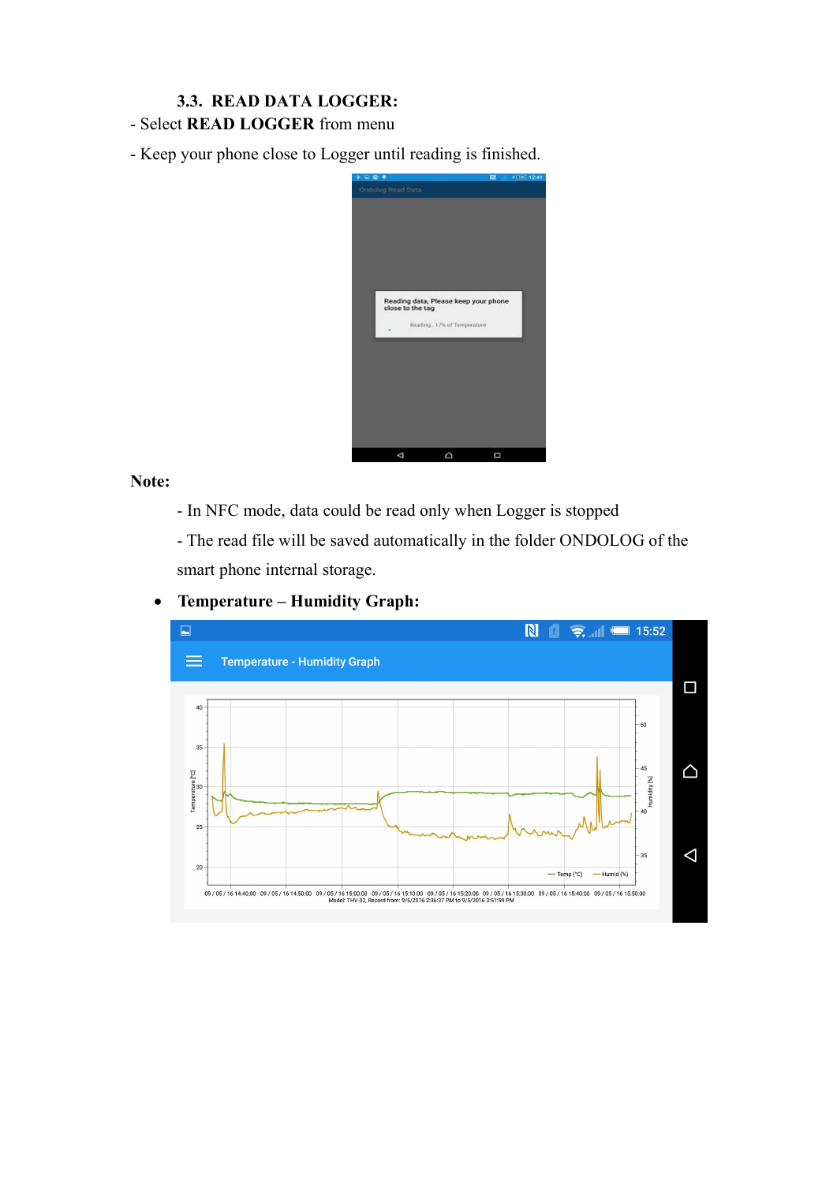### 3.3. READ DATA LOGGER:

- Select **READ LOGGER** from menu
- Keep your phone close to Logger until reading is finished.

**Note:**

- In NFC mode, data could be read only when Logger is stopped
- The read file will be saved automatically in the folder ONDOLOG of the smart phone internal storage.

- **Temperature – Humidity Graph:**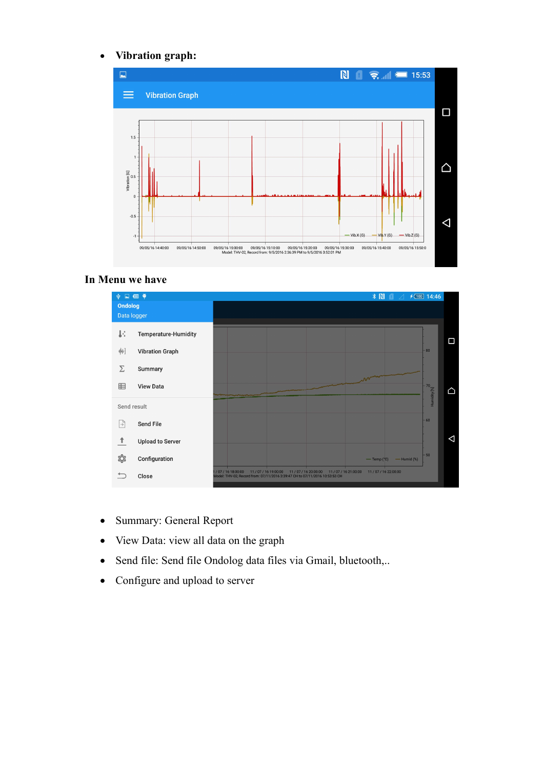- **Vibration graph:**

**In Menu we have**

- Summary: General Report
- View Data: view all data on the graph
- Send file: Send file Ondolog data files via Gmail, bluetooth,..
- Configure and upload to server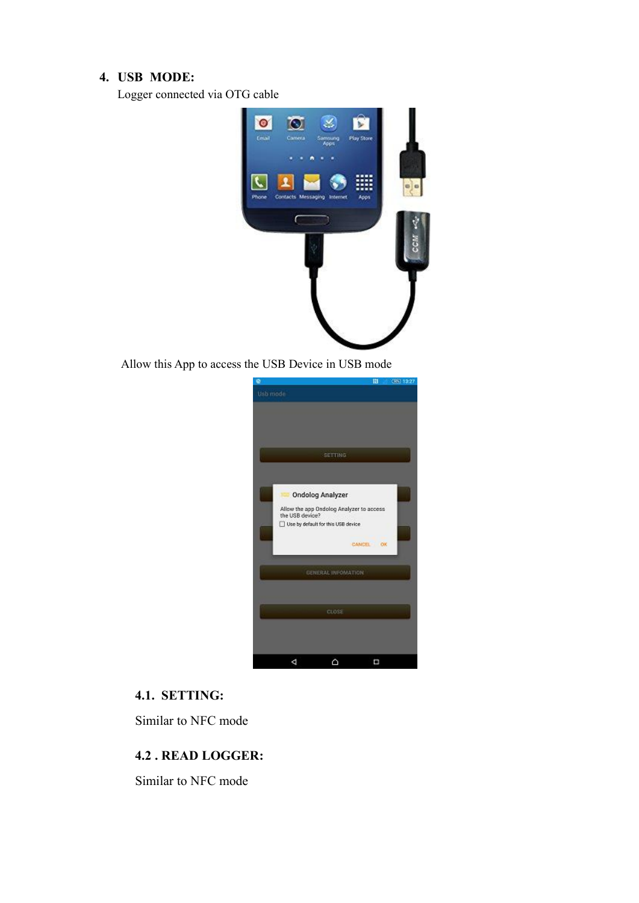## 4. USB MODE:

Logger connected via OTG cable

Allow this App to access the USB Device in USB mode

### 4.1. SETTING:

Similar to NFC mode

### 4.2 . READ LOGGER:

Similar to NFC mode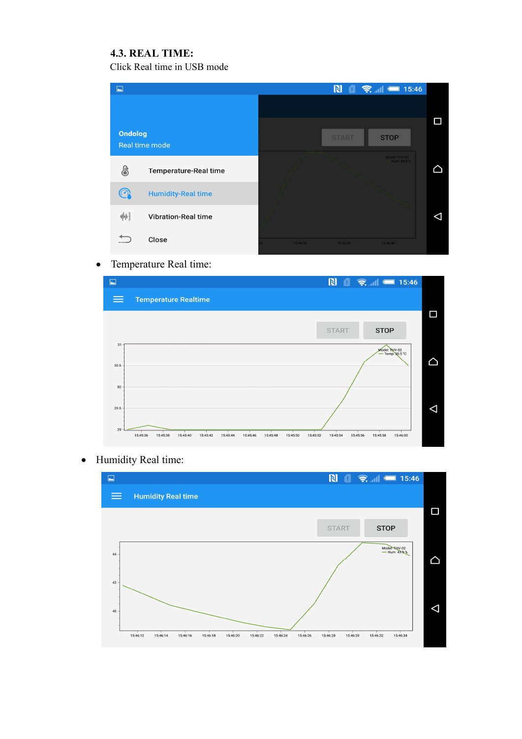### 4.3. REAL TIME:

Click Real time in USB mode

- Temperature Real time:

- Humidity Real time: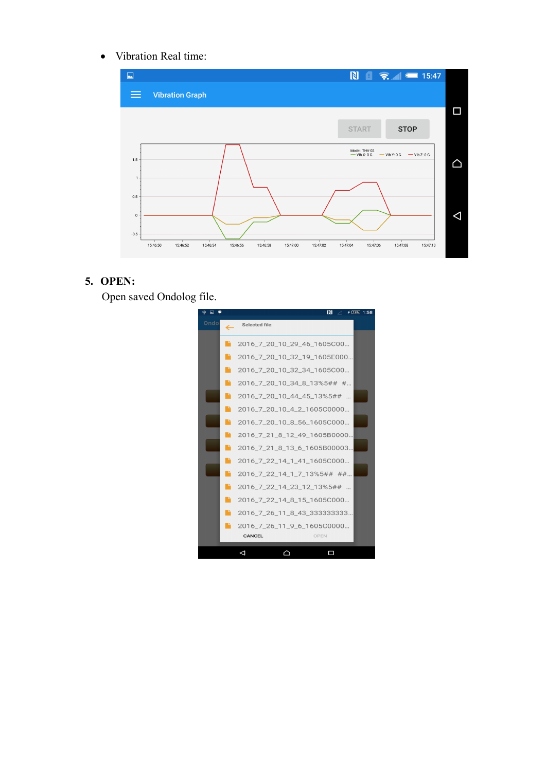- Vibration Real time:

Vibration Graph

START STOP

Model: THV-02
Vib.X: 0 G Vib.Y: 0 G Vib.Z: 0 G

1.5
1
0.5
0
-0.5

15:46:50 15:46:52 15:46:54 15:46:56 15:46:58 15:47:00 15:47:02 15:47:04 15:47:06 15:47:08 15:47:10

**5. OPEN:**

Open saved Ondolog file.

Selected file:

2016_7_20_10_29_46_1605C00...
2016_7_20_10_32_19_1605E000...
2016_7_20_10_32_34_1605C00...
2016_7_20_10_34_8_13%5## #...
2016_7_20_10_44_45_13%5## ...
2016_7_20_10_4_2_1605C0000...
2016_7_20_10_8_56_1605C000...
2016_7_21_8_12_49_1605B0000...
2016_7_21_8_13_6_1605B00003...
2016_7_22_14_1_41_1605C000...
2016_7_22_14_1_7_13%5## ##...
2016_7_22_14_23_12_13%5## ...
2016_7_22_14_8_15_1605C000...
2016_7_26_11_8_43_333333333...
2016_7_26_11_9_6_1605C0000...

CANCEL OPEN